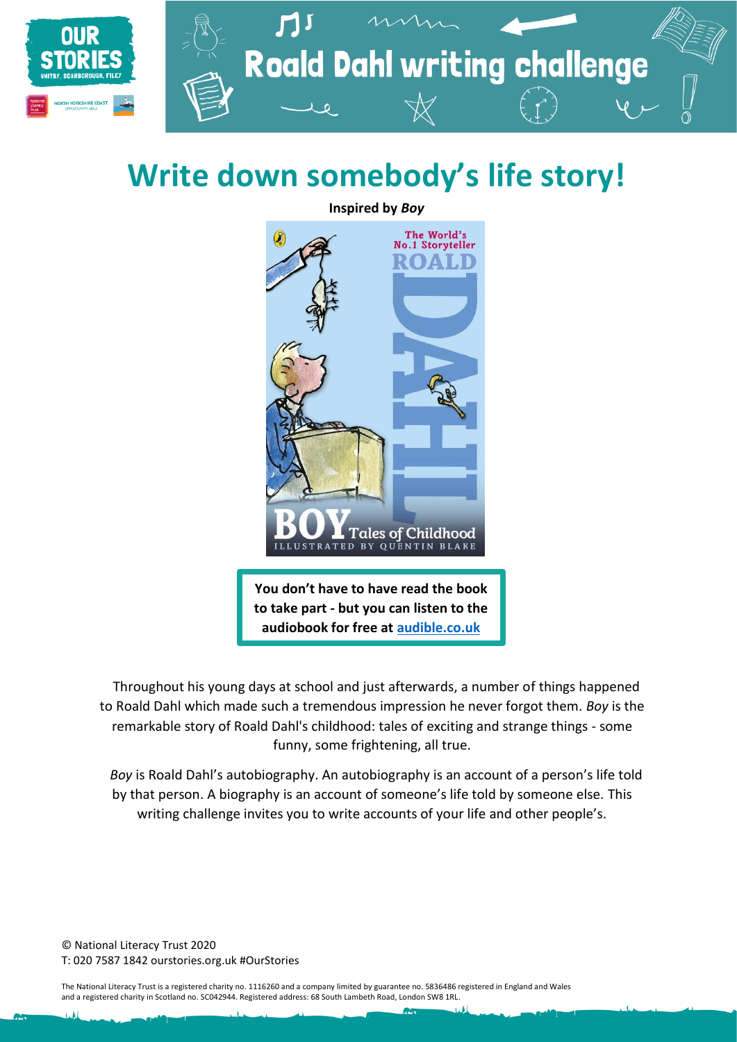Roald Dahl writing challenge

# Write down somebody's life story!

**Inspired by *Boy***

**You don't have to have read the book to take part - but you can listen to the audiobook for free at [audible.co.uk](audible.co.uk)**

Throughout his young days at school and just afterwards, a number of things happened to Roald Dahl which made such a tremendous impression he never forgot them. *Boy* is the remarkable story of Roald Dahl's childhood: tales of exciting and strange things - some funny, some frightening, all true.

*Boy* is Roald Dahl's autobiography. An autobiography is an account of a person's life told by that person. A biography is an account of someone's life told by someone else. This writing challenge invites you to write accounts of your life and other people's.

© National Literacy Trust 2020
T: 020 7587 1842 ourstories.org.uk #OurStories

The National Literacy Trust is a registered charity no. 1116260 and a company limited by guarantee no. 5836486 registered in England and Wales and a registered charity in Scotland no. SC042944. Registered address: 68 South Lambeth Road, London SW8 1RL.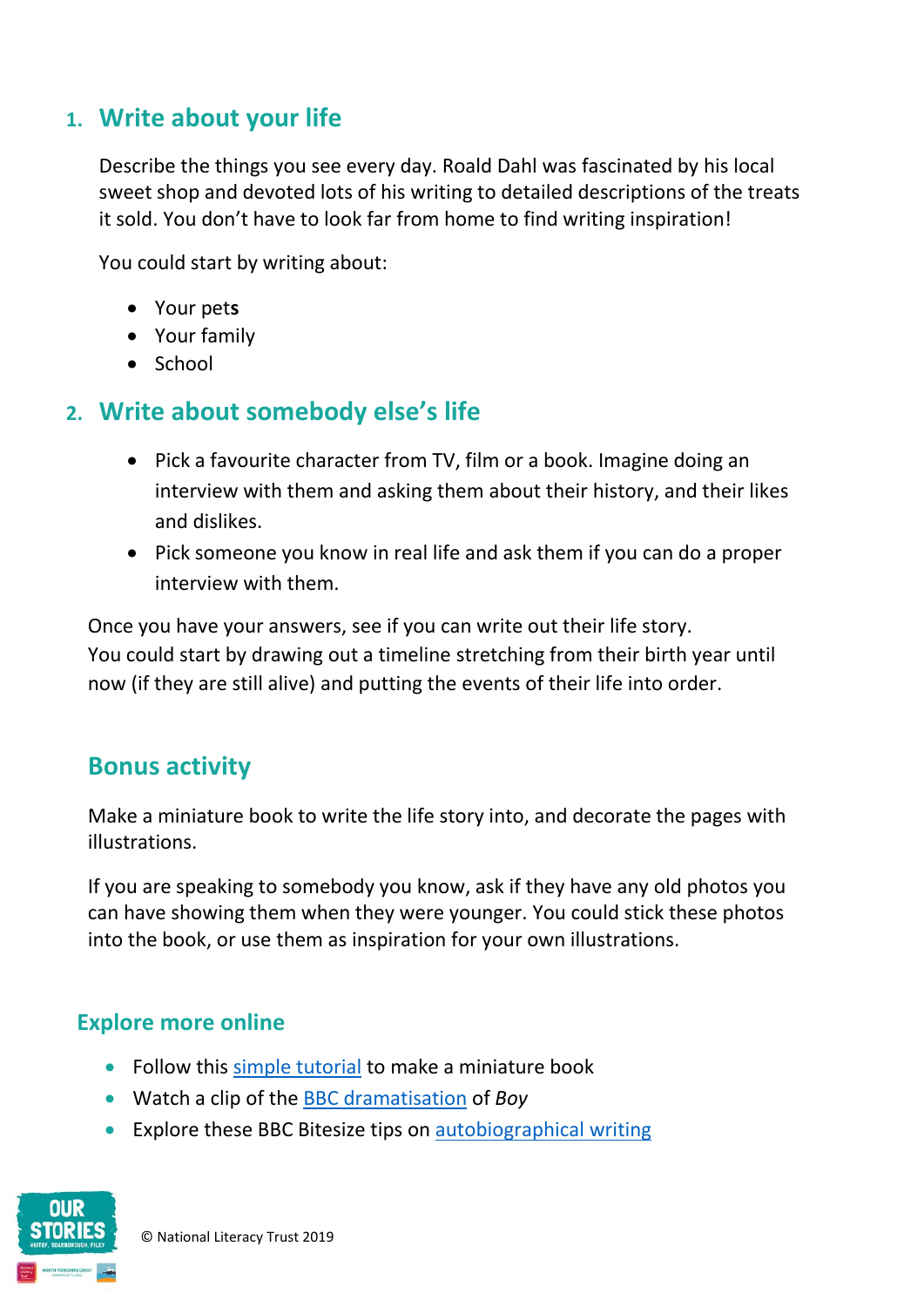## 1. Write about your life

Describe the things you see every day. Roald Dahl was fascinated by his local sweet shop and devoted lots of his writing to detailed descriptions of the treats it sold. You don't have to look far from home to find writing inspiration!

You could start by writing about:

- Your pets
- Your family
- School

## 2. Write about somebody else's life

- Pick a favourite character from TV, film or a book. Imagine doing an interview with them and asking them about their history, and their likes and dislikes.
- Pick someone you know in real life and ask them if you can do a proper interview with them.

Once you have your answers, see if you can write out their life story.
You could start by drawing out a timeline stretching from their birth year until now (if they are still alive) and putting the events of their life into order.

## Bonus activity

Make a miniature book to write the life story into, and decorate the pages with illustrations.

If you are speaking to somebody you know, ask if they have any old photos you can have showing them when they were younger. You could stick these photos into the book, or use them as inspiration for your own illustrations.

### Explore more online

- Follow this simple tutorial to make a miniature book
- Watch a clip of the BBC dramatisation of *Boy*
- Explore these BBC Bitesize tips on autobiographical writing

© National Literacy Trust 2019